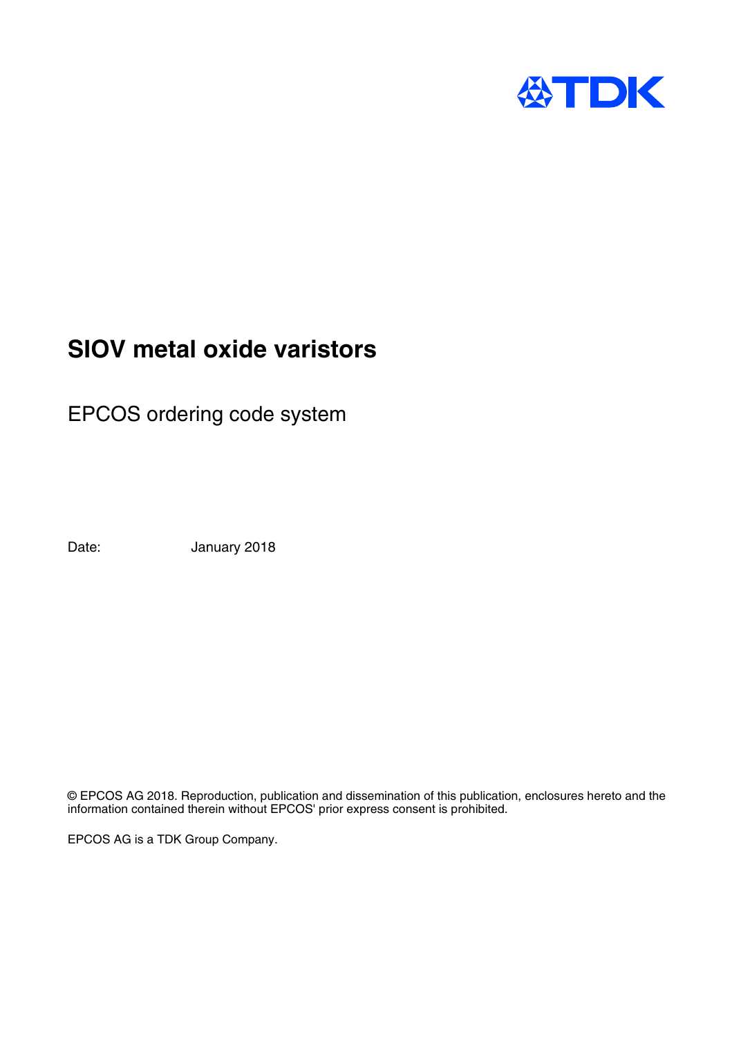# SIOV metal oxide varistors

## EPCOS ordering code system

Date: January 2018

© EPCOS AG 2018. Reproduction, publication and dissemination of this publication, enclosures hereto and the information contained therein without EPCOS' prior express consent is prohibited.

EPCOS AG is a TDK Group Company.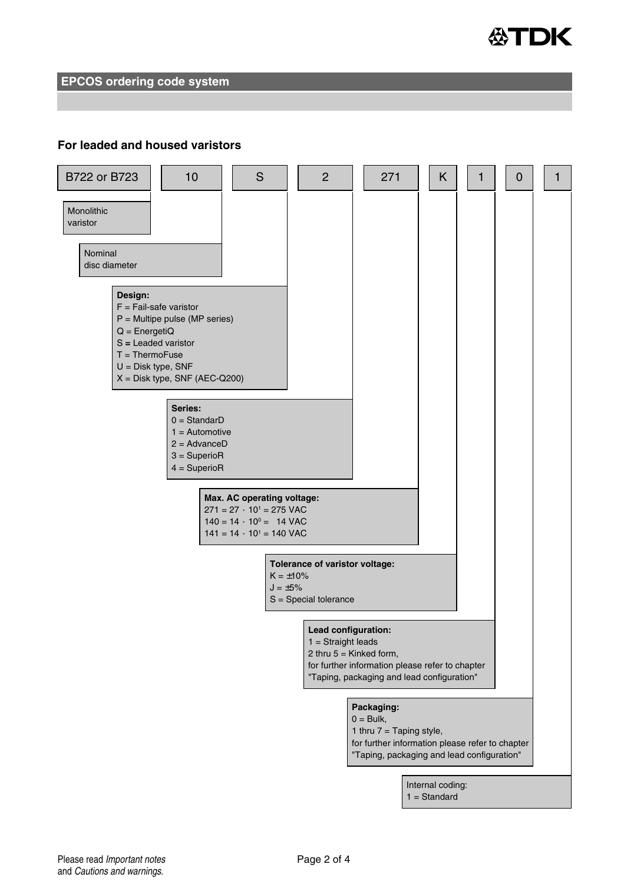## EPCOS ordering code system

### For leaded and housed varistors

| B722 or B723 | 10 | S | 2 | 271 | K | 1 | 0 | 1 |
|---|---|---|---|---|---|---|---|---|

**B722 or B723** – Monolithic varistor

**10** – Nominal disc diameter

**S** – **Design:**
- F = Fail-safe varistor
- P = Multipe pulse (MP series)
- Q = EnergetiQ
- S = Leaded varistor
- T = ThermoFuse
- U = Disk type, SNF
- X = Disk type, SNF (AEC-Q200)

**2** – **Series:**
- 0 = StandarD
- 1 = Automotive
- 2 = AdvanceD
- 3 = SuperioR
- 4 = SuperioR

**271** – **Max. AC operating voltage:**
- 271 = $27 \cdot 10^1$ = 275 VAC
- 140 = $14 \cdot 10^0$ = 14 VAC
- 141 = $14 \cdot 10^1$ = 140 VAC

**K** – **Tolerance of varistor voltage:**
- K = ±10%
- J = ±5%
- S = Special tolerance

**1** – **Lead configuration:**
- 1 = Straight leads
- 2 thru 5 = Kinked form,

for further information please refer to chapter "Taping, packaging and lead configuration"

**0** – **Packaging:**
- 0 = Bulk,
- 1 thru 7 = Taping style,

for further information please refer to chapter "Taping, packaging and lead configuration"

**1** – Internal coding:
- 1 = Standard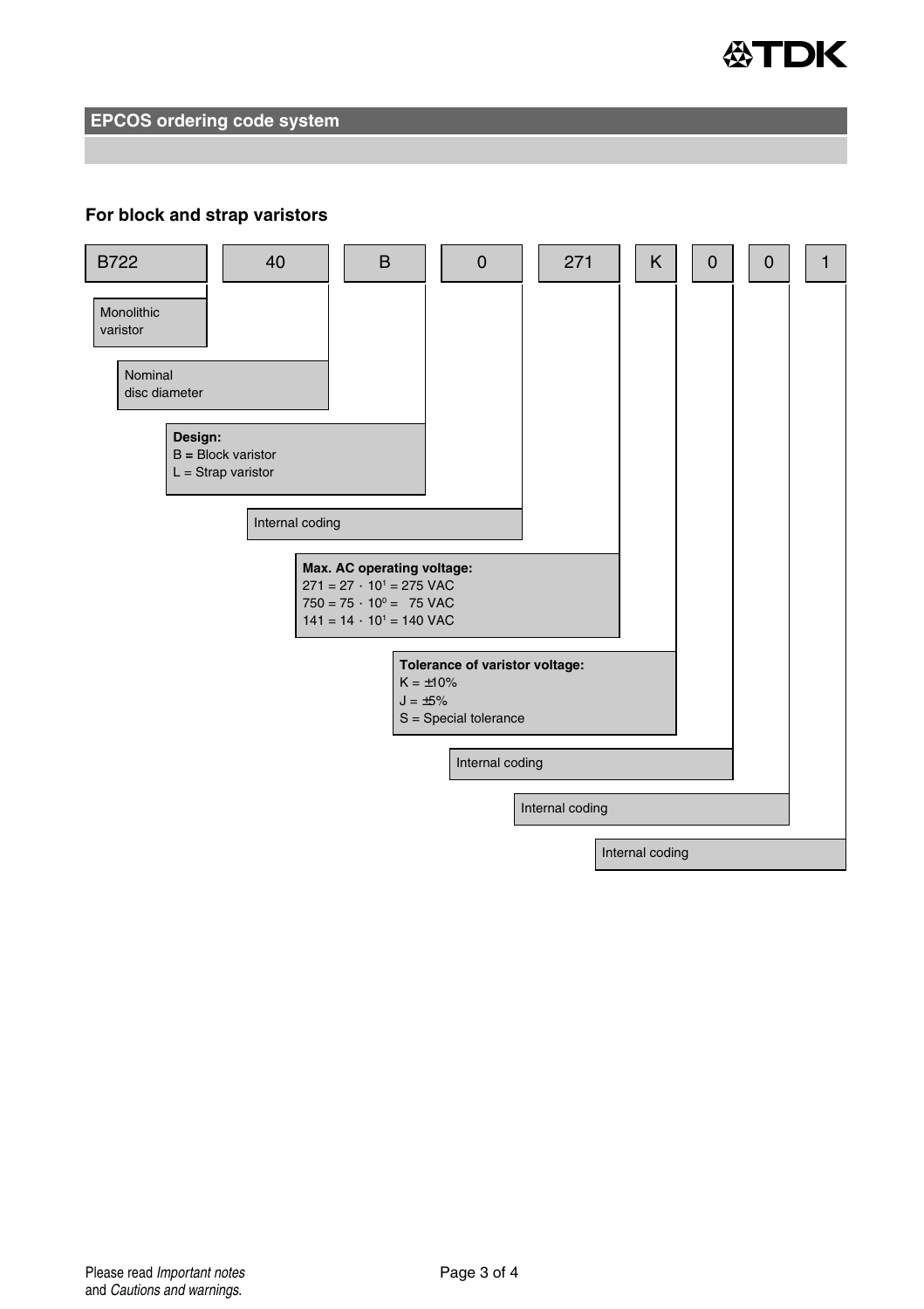## EPCOS ordering code system

### For block and strap varistors

| B722 | 40 | B | 0 | 271 | K | 0 | 0 | 1 |
|---|---|---|---|---|---|---|---|---|

- **B722**: Monolithic varistor
- **40**: Nominal disc diameter
- **B**: **Design:**
  - B = Block varistor
  - L = Strap varistor
- **0**: Internal coding
- **271**: **Max. AC operating voltage:**
  - 271 = 27 · $10^1$ = 275 VAC
  - 750 = 75 · $10^0$ = 75 VAC
  - 141 = 14 · $10^1$ = 140 VAC
- **K**: **Tolerance of varistor voltage:**
  - K = ±10%
  - J = ±5%
  - S = Special tolerance
- **0**: Internal coding
- **0**: Internal coding
- **1**: Internal coding

Please read *Important notes* and *Cautions and warnings*.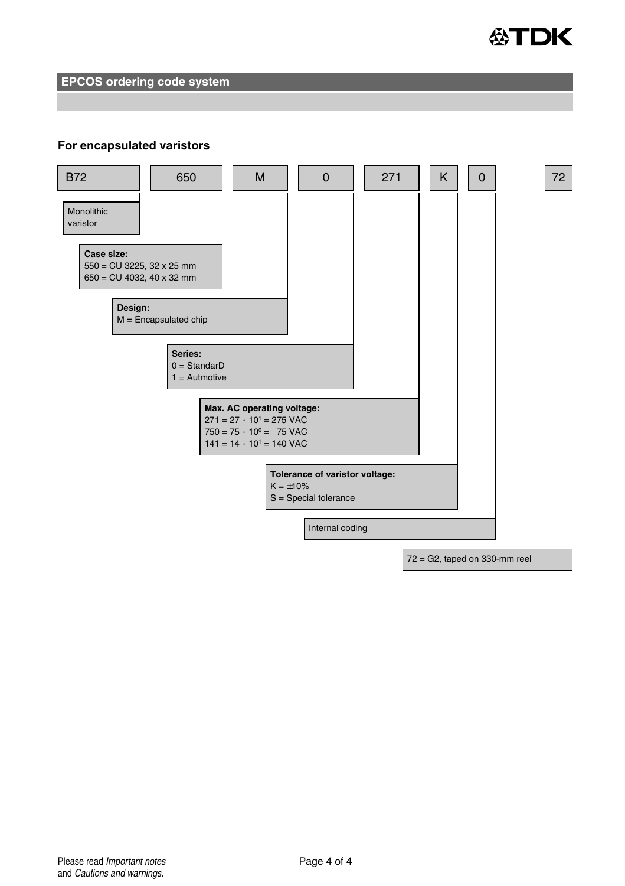## EPCOS ordering code system

### For encapsulated varistors

| B72 | 650 | M | 0 | 271 | K | 0 | 72 |
|---|---|---|---|---|---|---|---|

Monolithic varistor

**Case size:**
550 = CU 3225, 32 x 25 mm
650 = CU 4032, 40 x 32 mm

**Design:**
M = Encapsulated chip

**Series:**
0 = StandarD
1 = Autmotive

**Max. AC operating voltage:**
271 = $27 \cdot 10^1$ = 275 VAC
750 = $75 \cdot 10^0$ = 75 VAC
141 = $14 \cdot 10^1$ = 140 VAC

**Tolerance of varistor voltage:**
K = ±10%
S = Special tolerance

Internal coding

72 = G2, taped on 330-mm reel

Please read *Important notes* and *Cautions and warnings*.